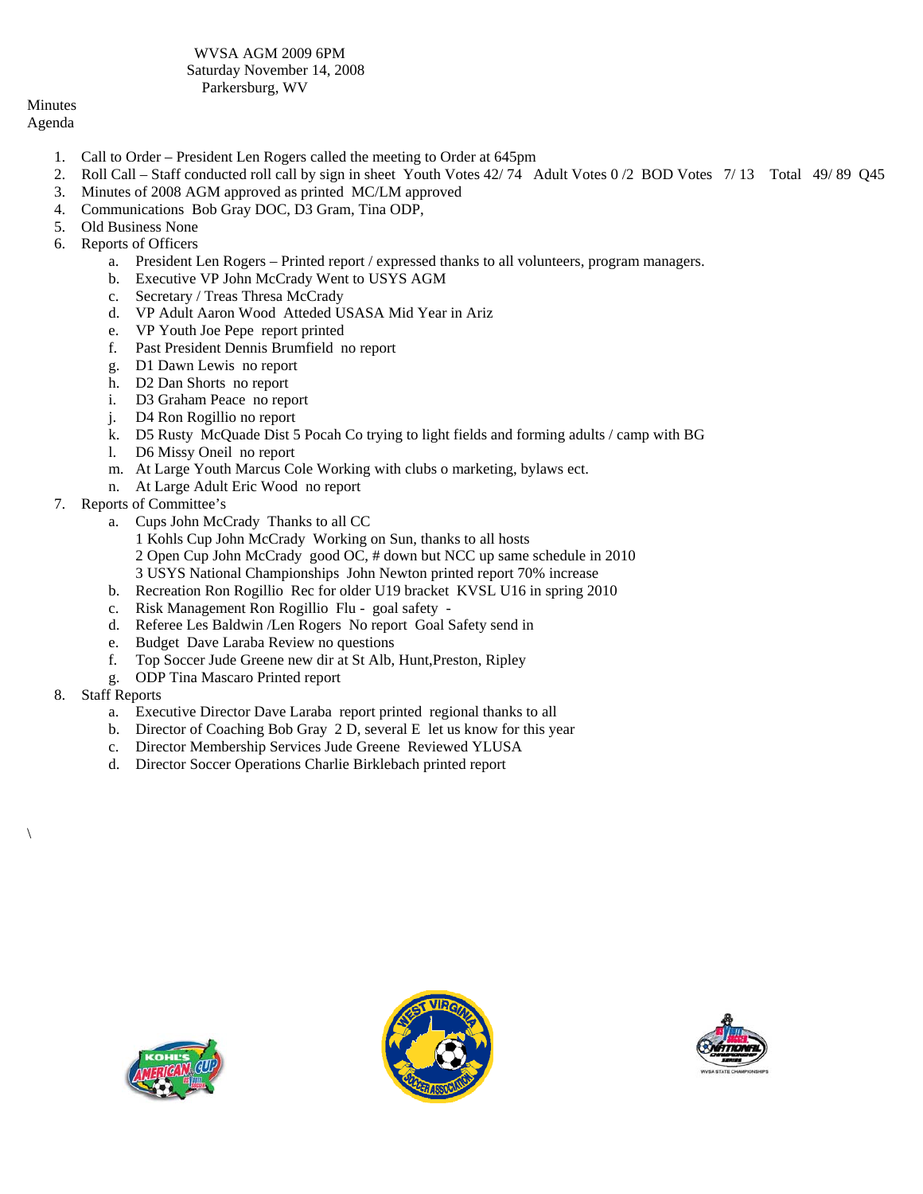WVSA AGM 2009 6PM
Saturday November 14, 2008
Parkersburg, WV

Minutes
Agenda

1. Call to Order – President Len Rogers called the meeting to Order at 645pm
2. Roll Call – Staff conducted roll call by sign in sheet Youth Votes 42/ 74 Adult Votes 0 /2 BOD Votes 7/ 13 Total 49/ 89 Q45
3. Minutes of 2008 AGM approved as printed MC/LM approved
4. Communications Bob Gray DOC, D3 Gram, Tina ODP,
5. Old Business None
6. Reports of Officers
   a. President Len Rogers – Printed report / expressed thanks to all volunteers, program managers.
   b. Executive VP John McCrady Went to USYS AGM
   c. Secretary / Treas Thresa McCrady
   d. VP Adult Aaron Wood Atteded USASA Mid Year in Ariz
   e. VP Youth Joe Pepe report printed
   f. Past President Dennis Brumfield no report
   g. D1 Dawn Lewis no report
   h. D2 Dan Shorts no report
   i. D3 Graham Peace no report
   j. D4 Ron Rogillio no report
   k. D5 Rusty McQuade Dist 5 Pocah Co trying to light fields and forming adults / camp with BG
   l. D6 Missy Oneil no report
   m. At Large Youth Marcus Cole Working with clubs o marketing, bylaws ect.
   n. At Large Adult Eric Wood no report
7. Reports of Committee's
   a. Cups John McCrady Thanks to all CC
      1 Kohls Cup John McCrady Working on Sun, thanks to all hosts
      2 Open Cup John McCrady good OC, # down but NCC up same schedule in 2010
      3 USYS National Championships John Newton printed report 70% increase
   b. Recreation Ron Rogillio Rec for older U19 bracket KVSL U16 in spring 2010
   c. Risk Management Ron Rogillio Flu - goal safety -
   d. Referee Les Baldwin /Len Rogers No report Goal Safety send in
   e. Budget Dave Laraba Review no questions
   f. Top Soccer Jude Greene new dir at St Alb, Hunt,Preston, Ripley
   g. ODP Tina Mascaro Printed report
8. Staff Reports
   a. Executive Director Dave Laraba report printed regional thanks to all
   b. Director of Coaching Bob Gray 2 D, several E let us know for this year
   c. Director Membership Services Jude Greene Reviewed YLUSA
   d. Director Soccer Operations Charlie Birklebach printed report

\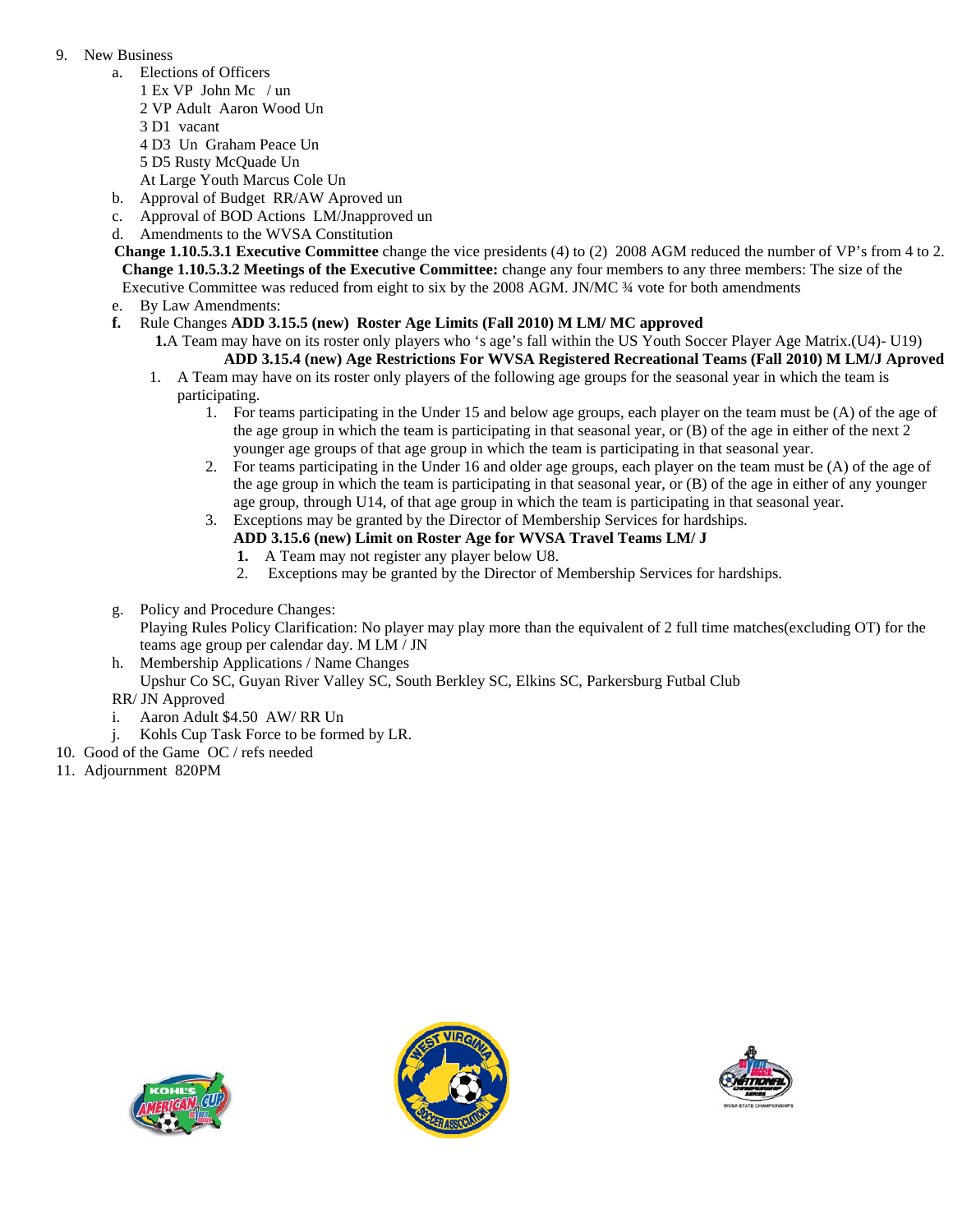9. New Business
   a. Elections of Officers
      1 Ex VP  John Mc  / un
      2 VP Adult  Aaron Wood Un
      3 D1  vacant
      4 D3  Un  Graham Peace Un
      5 D5 Rusty McQuade Un
      At Large Youth Marcus Cole Un
   b. Approval of Budget  RR/AW Aproved un
   c. Approval of BOD Actions  LM/Jnapproved un
   d. Amendments to the WVSA Constitution

   **Change 1.10.5.3.1 Executive Committee** change the vice presidents (4) to (2)  2008 AGM reduced the number of VP's from 4 to 2.
   **Change 1.10.5.3.2 Meetings of the Executive Committee:** change any four members to any three members: The size of the Executive Committee was reduced from eight to six by the 2008 AGM. JN/MC ¾ vote for both amendments

   e. By Law Amendments:
   **f.** Rule Changes **ADD 3.15.5 (new)  Roster Age Limits (Fall 2010) M LM/ MC approved**

      **1.**A Team may have on its roster only players who 's age's fall within the US Youth Soccer Player Age Matrix.(U4)- U19)

      **ADD 3.15.4 (new) Age Restrictions For WVSA Registered Recreational Teams (Fall 2010) M LM/J Aproved**

      1. A Team may have on its roster only players of the following age groups for the seasonal year in which the team is participating.
         1. For teams participating in the Under 15 and below age groups, each player on the team must be (A) of the age of the age group in which the team is participating in that seasonal year, or (B) of the age in either of the next 2 younger age groups of that age group in which the team is participating in that seasonal year.
         2. For teams participating in the Under 16 and older age groups, each player on the team must be (A) of the age of the age group in which the team is participating in that seasonal year, or (B) of the age in either of any younger age group, through U14, of that age group in which the team is participating in that seasonal year.
         3. Exceptions may be granted by the Director of Membership Services for hardships.

         **ADD 3.15.6 (new) Limit on Roster Age for WVSA Travel Teams LM/ J**

         **1.** A Team may not register any player below U8.
         2. Exceptions may be granted by the Director of Membership Services for hardships.

   g. Policy and Procedure Changes:
      Playing Rules Policy Clarification: No player may play more than the equivalent of 2 full time matches(excluding OT) for the teams age group per calendar day. M LM / JN
   h. Membership Applications / Name Changes
      Upshur Co SC, Guyan River Valley SC, South Berkley SC, Elkins SC, Parkersburg Futbal Club

   RR/ JN Approved

   i. Aaron Adult $4.50  AW/ RR Un
   j. Kohls Cup Task Force to be formed by LR.
10. Good of the Game  OC / refs needed
11. Adjournment  820PM